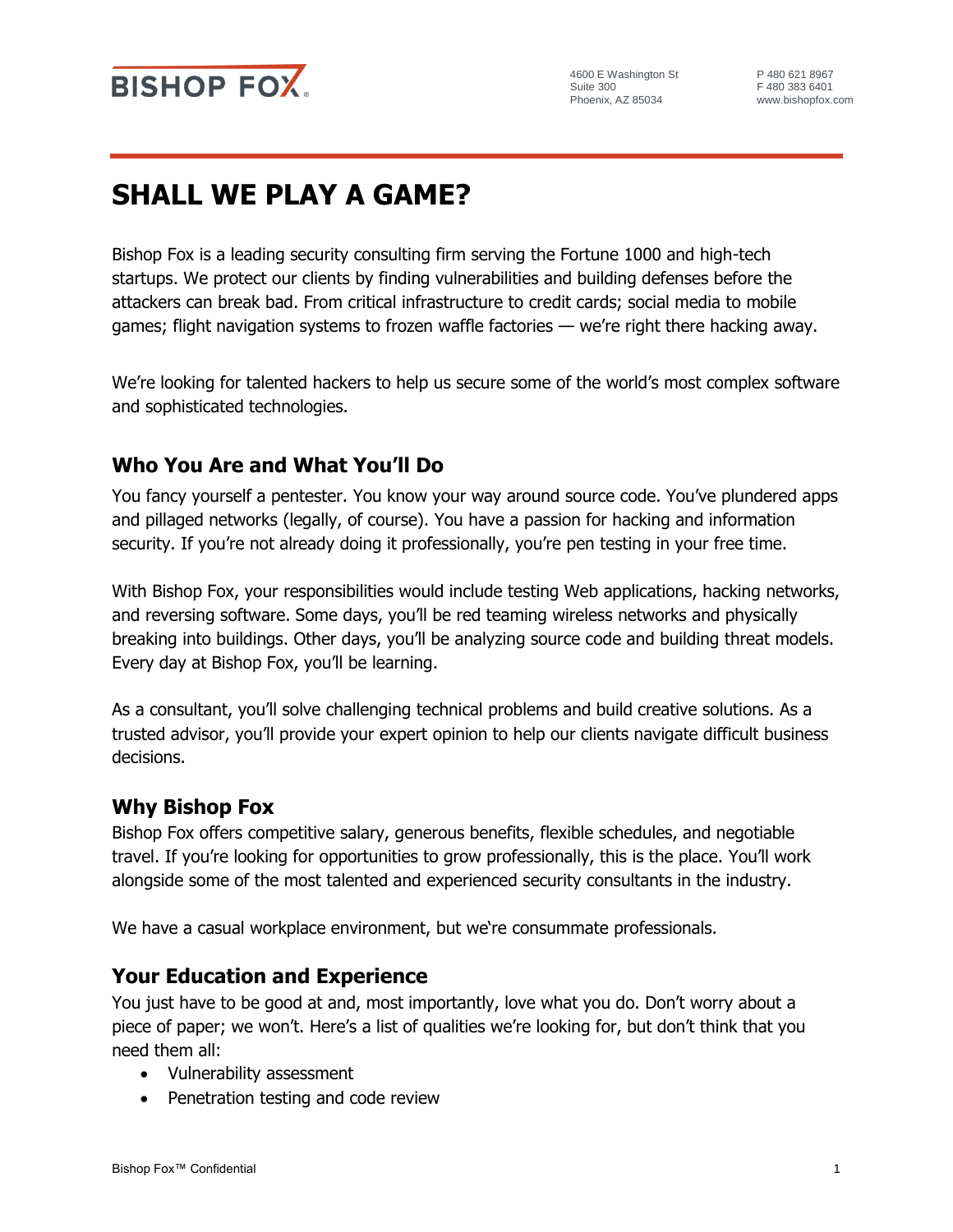BISHOP FOX

4600 E Washington St
Suite 300
Phoenix, AZ 85034

P 480 621 8967
F 480 383 6401
www.bishopfox.com

# SHALL WE PLAY A GAME?

Bishop Fox is a leading security consulting firm serving the Fortune 1000 and high-tech startups. We protect our clients by finding vulnerabilities and building defenses before the attackers can break bad. From critical infrastructure to credit cards; social media to mobile games; flight navigation systems to frozen waffle factories — we're right there hacking away.

We're looking for talented hackers to help us secure some of the world's most complex software and sophisticated technologies.

## Who You Are and What You'll Do

You fancy yourself a pentester. You know your way around source code. You've plundered apps and pillaged networks (legally, of course). You have a passion for hacking and information security. If you're not already doing it professionally, you're pen testing in your free time.

With Bishop Fox, your responsibilities would include testing Web applications, hacking networks, and reversing software. Some days, you'll be red teaming wireless networks and physically breaking into buildings. Other days, you'll be analyzing source code and building threat models. Every day at Bishop Fox, you'll be learning.

As a consultant, you'll solve challenging technical problems and build creative solutions. As a trusted advisor, you'll provide your expert opinion to help our clients navigate difficult business decisions.

## Why Bishop Fox

Bishop Fox offers competitive salary, generous benefits, flexible schedules, and negotiable travel. If you're looking for opportunities to grow professionally, this is the place. You'll work alongside some of the most talented and experienced security consultants in the industry.

We have a casual workplace environment, but we're consummate professionals.

## Your Education and Experience

You just have to be good at and, most importantly, love what you do. Don't worry about a piece of paper; we won't. Here's a list of qualities we're looking for, but don't think that you need them all:

- Vulnerability assessment
- Penetration testing and code review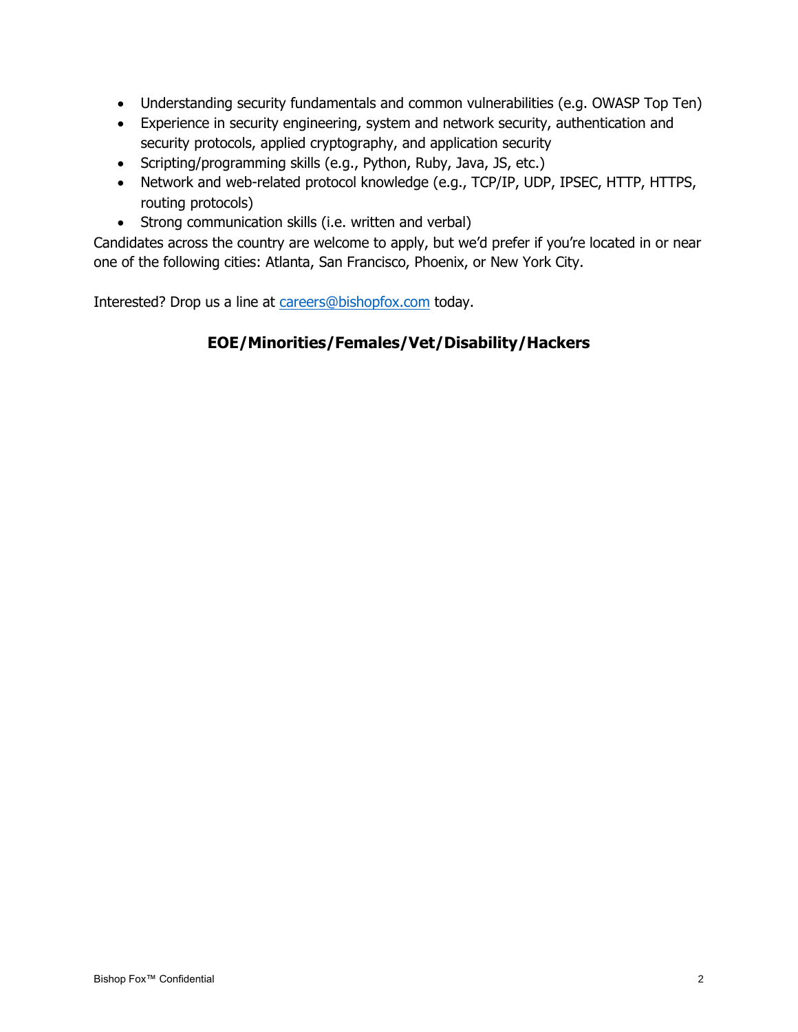- Understanding security fundamentals and common vulnerabilities (e.g. OWASP Top Ten)
- Experience in security engineering, system and network security, authentication and security protocols, applied cryptography, and application security
- Scripting/programming skills (e.g., Python, Ruby, Java, JS, etc.)
- Network and web-related protocol knowledge (e.g., TCP/IP, UDP, IPSEC, HTTP, HTTPS, routing protocols)
- Strong communication skills (i.e. written and verbal)

Candidates across the country are welcome to apply, but we'd prefer if you're located in or near one of the following cities: Atlanta, San Francisco, Phoenix, or New York City.

Interested? Drop us a line at careers@bishopfox.com today.

**EOE/Minorities/Females/Vet/Disability/Hackers**